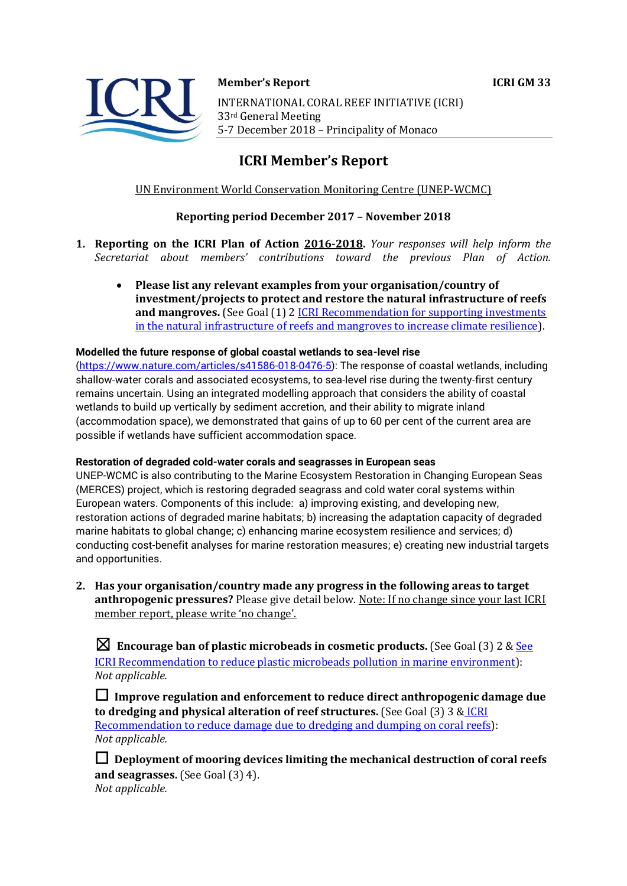**Member's Report** **ICRI GM 33**

INTERNATIONAL CORAL REEF INITIATIVE (ICRI)
33rd General Meeting
5-7 December 2018 – Principality of Monaco

# ICRI Member's Report

UN Environment World Conservation Monitoring Centre (UNEP-WCMC)

**Reporting period December 2017 – November 2018**

1. **Reporting on the ICRI Plan of Action 2016-2018.** *Your responses will help inform the Secretariat about members' contributions toward the previous Plan of Action.*

   - **Please list any relevant examples from your organisation/country of investment/projects to protect and restore the natural infrastructure of reefs and mangroves.** (See Goal (1) 2 ICRI Recommendation for supporting investments in the natural infrastructure of reefs and mangroves to increase climate resilience).

**Modelled the future response of global coastal wetlands to sea-level rise**
(https://www.nature.com/articles/s41586-018-0476-5): The response of coastal wetlands, including shallow-water corals and associated ecosystems, to sea-level rise during the twenty-first century remains uncertain. Using an integrated modelling approach that considers the ability of coastal wetlands to build up vertically by sediment accretion, and their ability to migrate inland (accommodation space), we demonstrated that gains of up to 60 per cent of the current area are possible if wetlands have sufficient accommodation space.

**Restoration of degraded cold-water corals and seagrasses in European seas**
UNEP-WCMC is also contributing to the Marine Ecosystem Restoration in Changing European Seas (MERCES) project, which is restoring degraded seagrass and cold water coral systems within European waters. Components of this include: a) improving existing, and developing new, restoration actions of degraded marine habitats; b) increasing the adaptation capacity of degraded marine habitats to global change; c) enhancing marine ecosystem resilience and services; d) conducting cost-benefit analyses for marine restoration measures; e) creating new industrial targets and opportunities.

2. **Has your organisation/country made any progress in the following areas to target anthropogenic pressures?** Please give detail below. Note: If no change since your last ICRI member report, please write 'no change'.

☒ **Encourage ban of plastic microbeads in cosmetic products.** (See Goal (3) 2 & See ICRI Recommendation to reduce plastic microbeads pollution in marine environment):
*Not applicable.*

☐ **Improve regulation and enforcement to reduce direct anthropogenic damage due to dredging and physical alteration of reef structures.** (See Goal (3) 3 & ICRI Recommendation to reduce damage due to dredging and dumping on coral reefs):
*Not applicable.*

☐ **Deployment of mooring devices limiting the mechanical destruction of coral reefs and seagrasses.** (See Goal (3) 4).
*Not applicable.*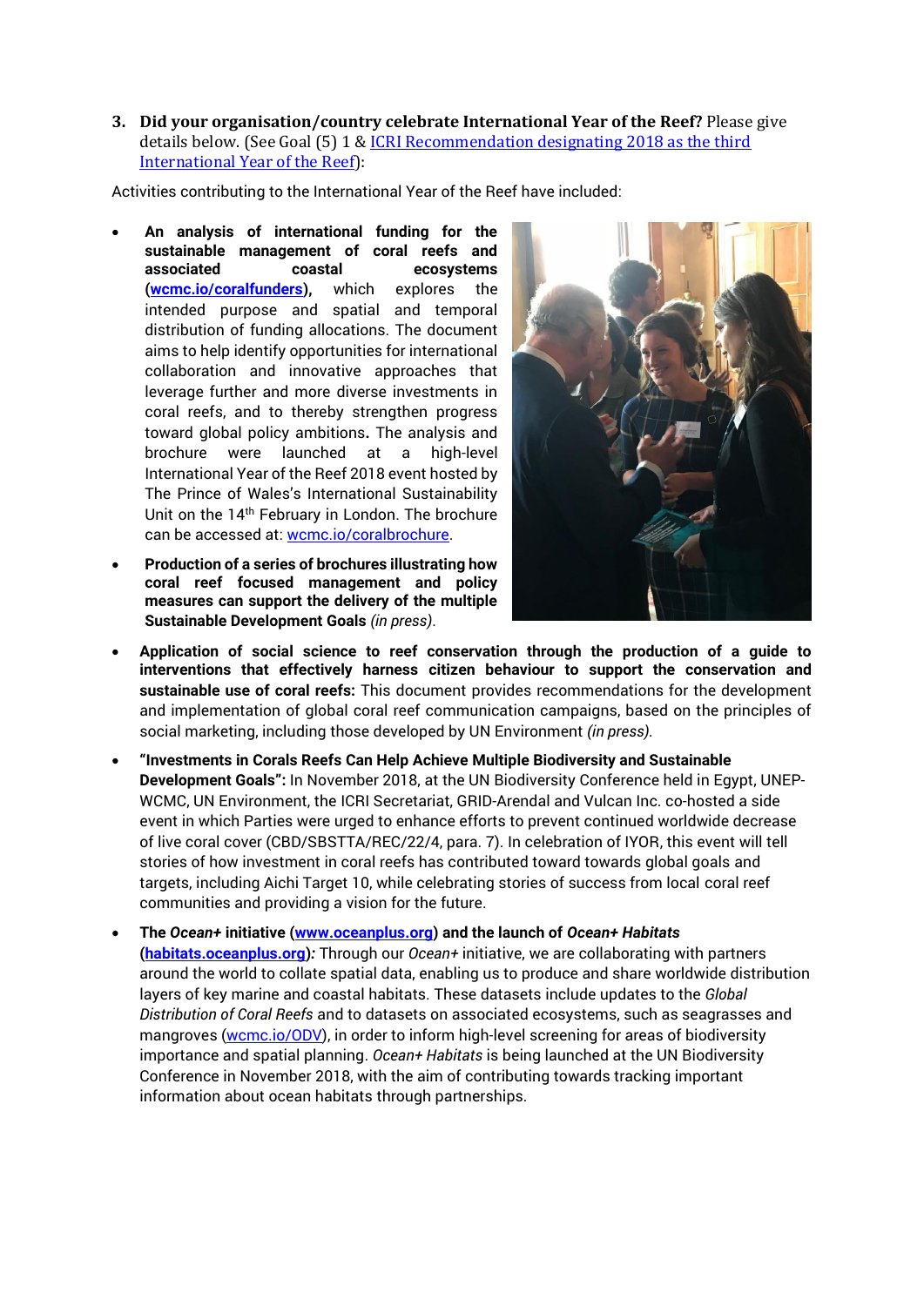**3. Did your organisation/country celebrate International Year of the Reef?** Please give details below. (See Goal (5) 1 & [ICRI Recommendation designating 2018 as the third International Year of the Reef]):

Activities contributing to the International Year of the Reef have included:

- **An analysis of international funding for the sustainable management of coral reefs and associated coastal ecosystems ([wcmc.io/coralfunders]),** which explores the intended purpose and spatial and temporal distribution of funding allocations. The document aims to help identify opportunities for international collaboration and innovative approaches that leverage further and more diverse investments in coral reefs, and to thereby strengthen progress toward global policy ambitions**.** The analysis and brochure were launched at a high-level International Year of the Reef 2018 event hosted by The Prince of Wales's International Sustainability Unit on the 14th February in London. The brochure can be accessed at: [wcmc.io/coralbrochure].
- **Production of a series of brochures illustrating how coral reef focused management and policy measures can support the delivery of the multiple Sustainable Development Goals** *(in press)*.
- **Application of social science to reef conservation through the production of a guide to interventions that effectively harness citizen behaviour to support the conservation and sustainable use of coral reefs:** This document provides recommendations for the development and implementation of global coral reef communication campaigns, based on the principles of social marketing, including those developed by UN Environment *(in press).*
- **"Investments in Corals Reefs Can Help Achieve Multiple Biodiversity and Sustainable Development Goals":** In November 2018, at the UN Biodiversity Conference held in Egypt, UNEP-WCMC, UN Environment, the ICRI Secretariat, GRID-Arendal and Vulcan Inc. co-hosted a side event in which Parties were urged to enhance efforts to prevent continued worldwide decrease of live coral cover (CBD/SBSTTA/REC/22/4, para. 7). In celebration of IYOR, this event will tell stories of how investment in coral reefs has contributed toward towards global goals and targets, including Aichi Target 10, while celebrating stories of success from local coral reef communities and providing a vision for the future.
- **The *Ocean+* initiative ([www.oceanplus.org]) and the launch of *Ocean+ Habitats* ([habitats.oceanplus.org])*:*** Through our *Ocean+* initiative, we are collaborating with partners around the world to collate spatial data, enabling us to produce and share worldwide distribution layers of key marine and coastal habitats. These datasets include updates to the *Global Distribution of Coral Reefs* and to datasets on associated ecosystems, such as seagrasses and mangroves ([wcmc.io/ODV]), in order to inform high-level screening for areas of biodiversity importance and spatial planning. *Ocean+ Habitats* is being launched at the UN Biodiversity Conference in November 2018, with the aim of contributing towards tracking important information about ocean habitats through partnerships.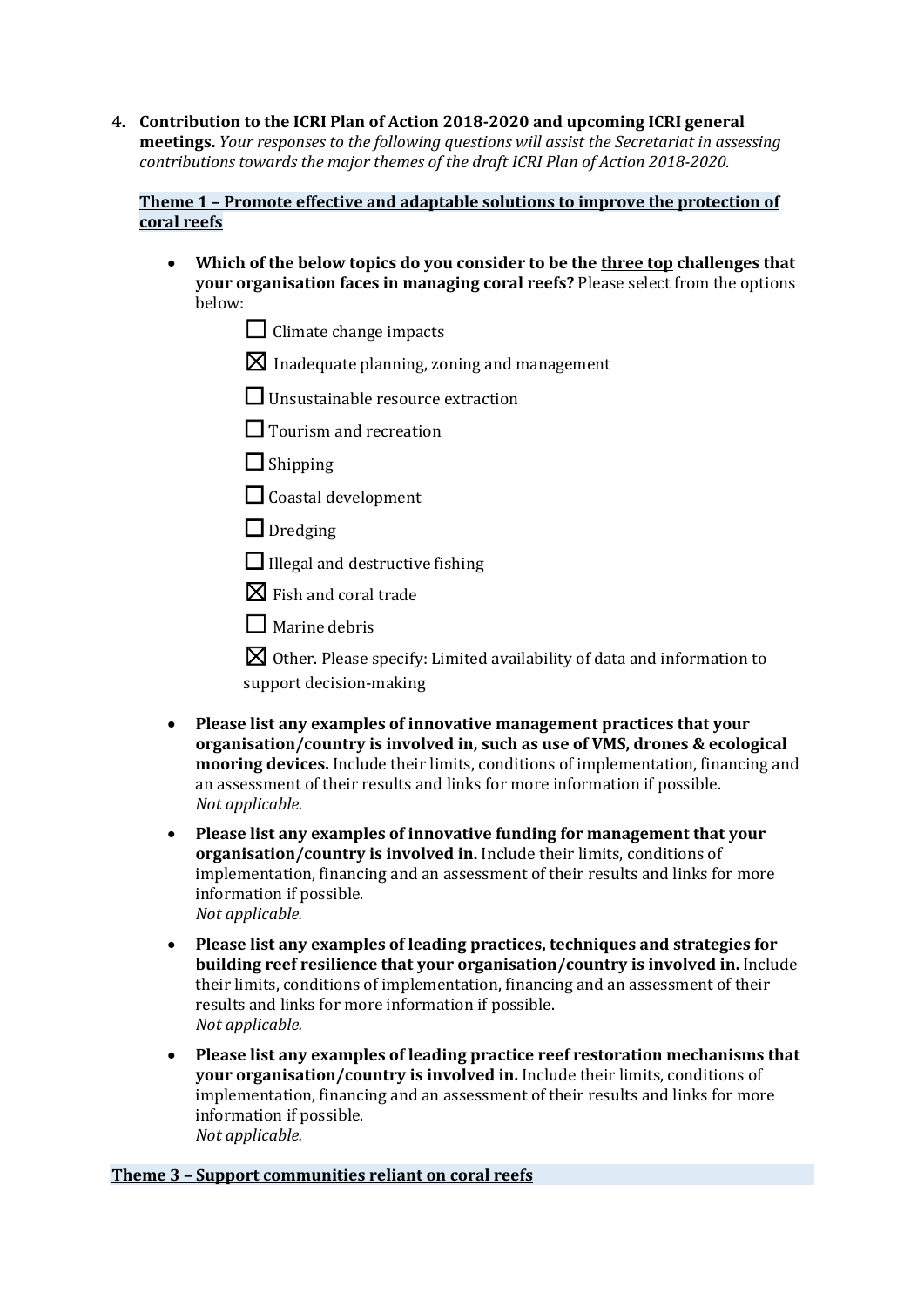**4. Contribution to the ICRI Plan of Action 2018-2020 and upcoming ICRI general meetings.** *Your responses to the following questions will assist the Secretariat in assessing contributions towards the major themes of the draft ICRI Plan of Action 2018-2020.*

**Theme 1 – Promote effective and adaptable solutions to improve the protection of coral reefs**

- **Which of the below topics do you consider to be the three top challenges that your organisation faces in managing coral reefs?** Please select from the options below:

  ☐ Climate change impacts

  ☒ Inadequate planning, zoning and management

  ☐ Unsustainable resource extraction

  ☐ Tourism and recreation

  ☐ Shipping

  ☐ Coastal development

  ☐ Dredging

  ☐ Illegal and destructive fishing

  ☒ Fish and coral trade

  ☐ Marine debris

  ☒ Other. Please specify: Limited availability of data and information to support decision-making

- **Please list any examples of innovative management practices that your organisation/country is involved in, such as use of VMS, drones & ecological mooring devices.** Include their limits, conditions of implementation, financing and an assessment of their results and links for more information if possible.
  *Not applicable.*

- **Please list any examples of innovative funding for management that your organisation/country is involved in.** Include their limits, conditions of implementation, financing and an assessment of their results and links for more information if possible.
  *Not applicable.*

- **Please list any examples of leading practices, techniques and strategies for building reef resilience that your organisation/country is involved in.** Include their limits, conditions of implementation, financing and an assessment of their results and links for more information if possible.
  *Not applicable.*

- **Please list any examples of leading practice reef restoration mechanisms that your organisation/country is involved in.** Include their limits, conditions of implementation, financing and an assessment of their results and links for more information if possible.
  *Not applicable.*

**Theme 3 – Support communities reliant on coral reefs**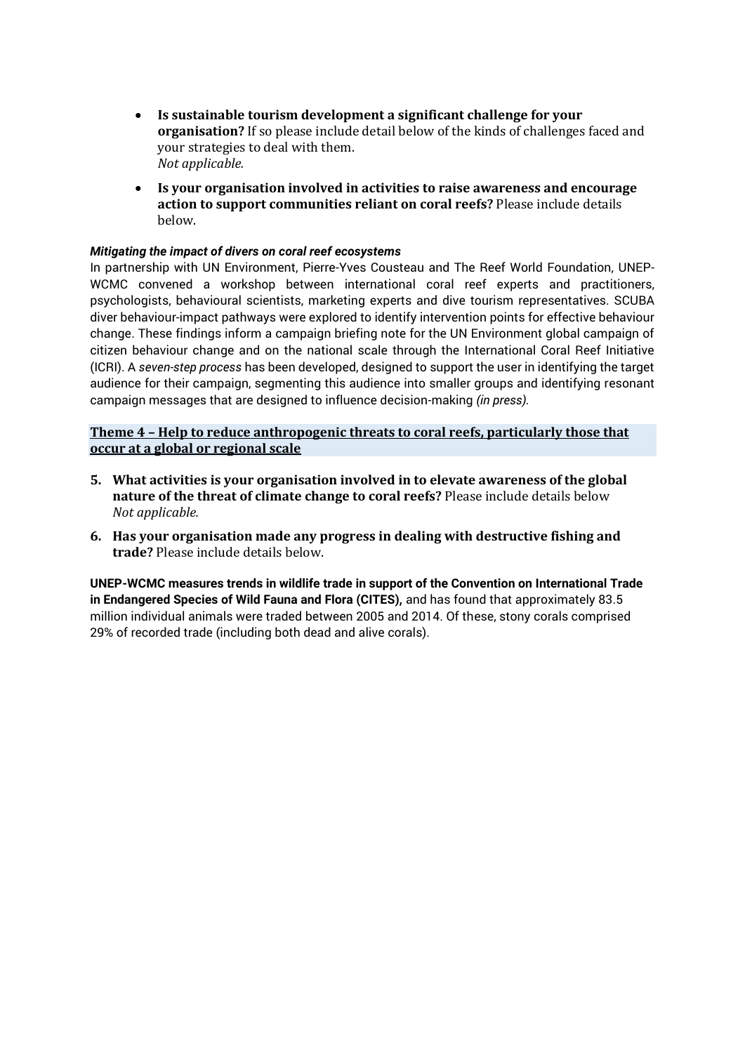- **Is sustainable tourism development a significant challenge for your organisation?** If so please include detail below of the kinds of challenges faced and your strategies to deal with them.
  *Not applicable.*

- **Is your organisation involved in activities to raise awareness and encourage action to support communities reliant on coral reefs?** Please include details below.

***Mitigating the impact of divers on coral reef ecosystems***

In partnership with UN Environment, Pierre-Yves Cousteau and The Reef World Foundation, UNEP-WCMC convened a workshop between international coral reef experts and practitioners, psychologists, behavioural scientists, marketing experts and dive tourism representatives. SCUBA diver behaviour-impact pathways were explored to identify intervention points for effective behaviour change. These findings inform a campaign briefing note for the UN Environment global campaign of citizen behaviour change and on the national scale through the International Coral Reef Initiative (ICRI). A *seven-step process* has been developed, designed to support the user in identifying the target audience for their campaign, segmenting this audience into smaller groups and identifying resonant campaign messages that are designed to influence decision-making *(in press).*

## Theme 4 – Help to reduce anthropogenic threats to coral reefs, particularly those that occur at a global or regional scale

5. **What activities is your organisation involved in to elevate awareness of the global nature of the threat of climate change to coral reefs?** Please include details below
   *Not applicable.*

6. **Has your organisation made any progress in dealing with destructive fishing and trade?** Please include details below.

**UNEP-WCMC measures trends in wildlife trade in support of the Convention on International Trade in Endangered Species of Wild Fauna and Flora (CITES),** and has found that approximately 83.5 million individual animals were traded between 2005 and 2014. Of these, stony corals comprised 29% of recorded trade (including both dead and alive corals).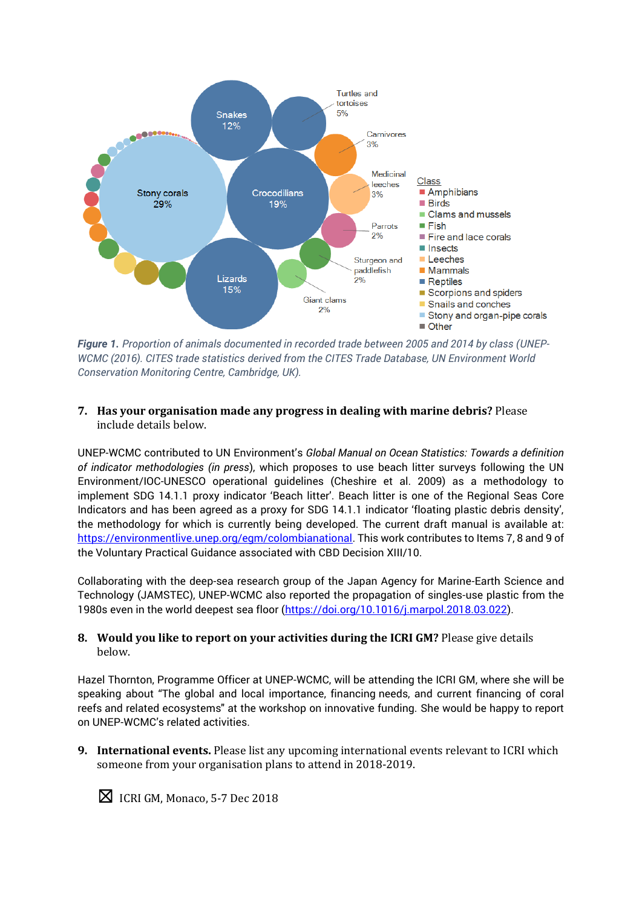*Figure 1. Proportion of animals documented in recorded trade between 2005 and 2014 by class (UNEP-WCMC (2016). CITES trade statistics derived from the CITES Trade Database, UN Environment World Conservation Monitoring Centre, Cambridge, UK).*

7. **Has your organisation made any progress in dealing with marine debris?** Please include details below.

UNEP-WCMC contributed to UN Environment's *Global Manual on Ocean Statistics: Towards a definition of indicator methodologies (in press*), which proposes to use beach litter surveys following the UN Environment/IOC-UNESCO operational guidelines (Cheshire et al. 2009) as a methodology to implement SDG 14.1.1 proxy indicator 'Beach litter'. Beach litter is one of the Regional Seas Core Indicators and has been agreed as a proxy for SDG 14.1.1 indicator 'floating plastic debris density', the methodology for which is currently being developed. The current draft manual is available at: https://environmentlive.unep.org/egm/colombianational. This work contributes to Items 7, 8 and 9 of the Voluntary Practical Guidance associated with CBD Decision XIII/10.

Collaborating with the deep-sea research group of the Japan Agency for Marine-Earth Science and Technology (JAMSTEC), UNEP-WCMC also reported the propagation of singles-use plastic from the 1980s even in the world deepest sea floor (https://doi.org/10.1016/j.marpol.2018.03.022).

8. **Would you like to report on your activities during the ICRI GM?** Please give details below.

Hazel Thornton, Programme Officer at UNEP-WCMC, will be attending the ICRI GM, where she will be speaking about "The global and local importance, financing needs, and current financing of coral reefs and related ecosystems" at the workshop on innovative funding. She would be happy to report on UNEP-WCMC's related activities.

9. **International events.** Please list any upcoming international events relevant to ICRI which someone from your organisation plans to attend in 2018-2019.

☒ ICRI GM, Monaco, 5-7 Dec 2018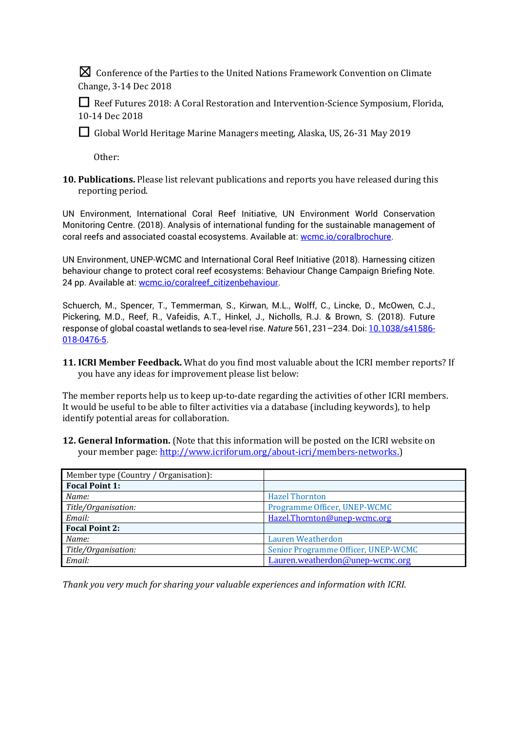☒ Conference of the Parties to the United Nations Framework Convention on Climate Change, 3-14 Dec 2018

☐ Reef Futures 2018: A Coral Restoration and Intervention-Science Symposium, Florida, 10-14 Dec 2018

☐ Global World Heritage Marine Managers meeting, Alaska, US, 26-31 May 2019

Other:

**10. Publications.** Please list relevant publications and reports you have released during this reporting period.

UN Environment, International Coral Reef Initiative, UN Environment World Conservation Monitoring Centre. (2018). Analysis of international funding for the sustainable management of coral reefs and associated coastal ecosystems. Available at: [wcmc.io/coralbrochure](wcmc.io/coralbrochure).

UN Environment, UNEP-WCMC and International Coral Reef Initiative (2018). Harnessing citizen behaviour change to protect coral reef ecosystems: Behaviour Change Campaign Briefing Note. 24 pp. Available at: [wcmc.io/coralreef_citizenbehaviour](wcmc.io/coralreef_citizenbehaviour).

Schuerch, M., Spencer, T., Temmerman, S., Kirwan, M.L., Wolff, C., Lincke, D., McOwen, C.J., Pickering, M.D., Reef, R., Vafeidis, A.T., Hinkel, J., Nicholls, R.J. & Brown, S. (2018). Future response of global coastal wetlands to sea-level rise. *Nature* 561, 231–234. Doi: [10.1038/s41586-018-0476-5](10.1038/s41586-018-0476-5).

**11. ICRI Member Feedback.** What do you find most valuable about the ICRI member reports? If you have any ideas for improvement please list below:

The member reports help us to keep up-to-date regarding the activities of other ICRI members. It would be useful to be able to filter activities via a database (including keywords), to help identify potential areas for collaboration.

**12. General Information.** (Note that this information will be posted on the ICRI website on your member page: [http://www.icriforum.org/about-icri/members-networks.](http://www.icriforum.org/about-icri/members-networks))

| | |
|---|---|
| Member type (Country / Organisation): | |
| **Focal Point 1:** | |
| *Name:* | Hazel Thornton |
| *Title/Organisation:* | Programme Officer, UNEP-WCMC |
| *Email:* | Hazel.Thornton@unep-wcmc.org |
| **Focal Point 2:** | |
| *Name:* | Lauren Weatherdon |
| *Title/Organisation:* | Senior Programme Officer, UNEP-WCMC |
| *Email:* | Lauren.weatherdon@unep-wcmc.org |

*Thank you very much for sharing your valuable experiences and information with ICRI.*